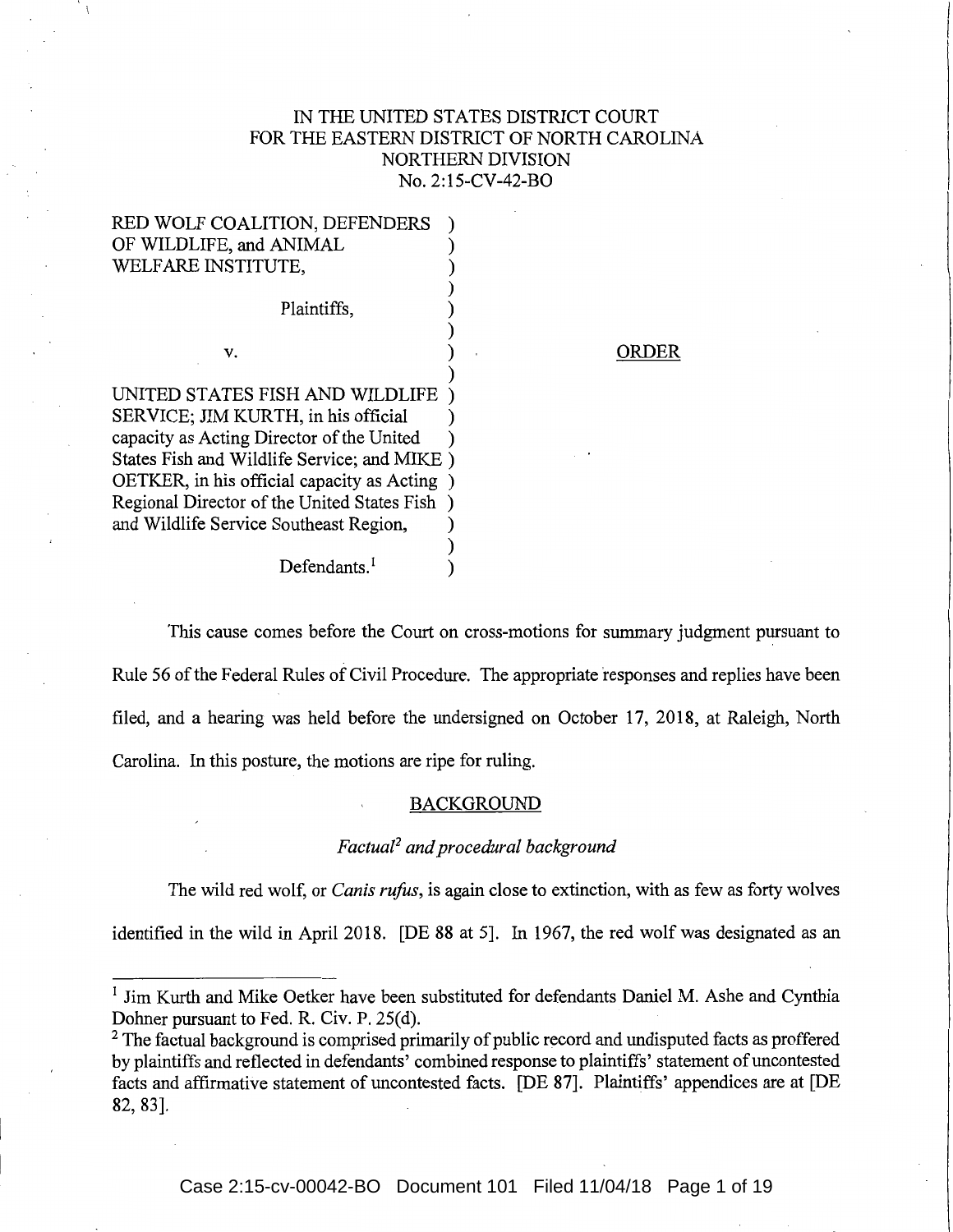IN THE UNITED STATES DISTRICT COURT
FOR THE EASTERN DISTRICT OF NORTH CAROLINA
NORTHERN DIVISION
No. 2:15-CV-42-BO

RED WOLF COALITION, DEFENDERS OF WILDLIFE, and ANIMAL WELFARE INSTITUTE,

Plaintiffs,

v.

UNITED STATES FISH AND WILDLIFE SERVICE; JIM KURTH, in his official capacity as Acting Director of the United States Fish and Wildlife Service; and MIKE OETKER, in his official capacity as Acting Regional Director of the United States Fish and Wildlife Service Southeast Region,

Defendants.[1]

ORDER

This cause comes before the Court on cross-motions for summary judgment pursuant to Rule 56 of the Federal Rules of Civil Procedure. The appropriate responses and replies have been filed, and a hearing was held before the undersigned on October 17, 2018, at Raleigh, North Carolina. In this posture, the motions are ripe for ruling.

## BACKGROUND

### *Factual[2] and procedural background*

The wild red wolf, or *Canis rufus*, is again close to extinction, with as few as forty wolves identified in the wild in April 2018. [DE 88 at 5]. In 1967, the red wolf was designated as an

---

[1] Jim Kurth and Mike Oetker have been substituted for defendants Daniel M. Ashe and Cynthia Dohner pursuant to Fed. R. Civ. P. 25(d).

[2] The factual background is comprised primarily of public record and undisputed facts as proffered by plaintiffs and reflected in defendants' combined response to plaintiffs' statement of uncontested facts and affirmative statement of uncontested facts. [DE 87]. Plaintiffs' appendices are at [DE 82, 83].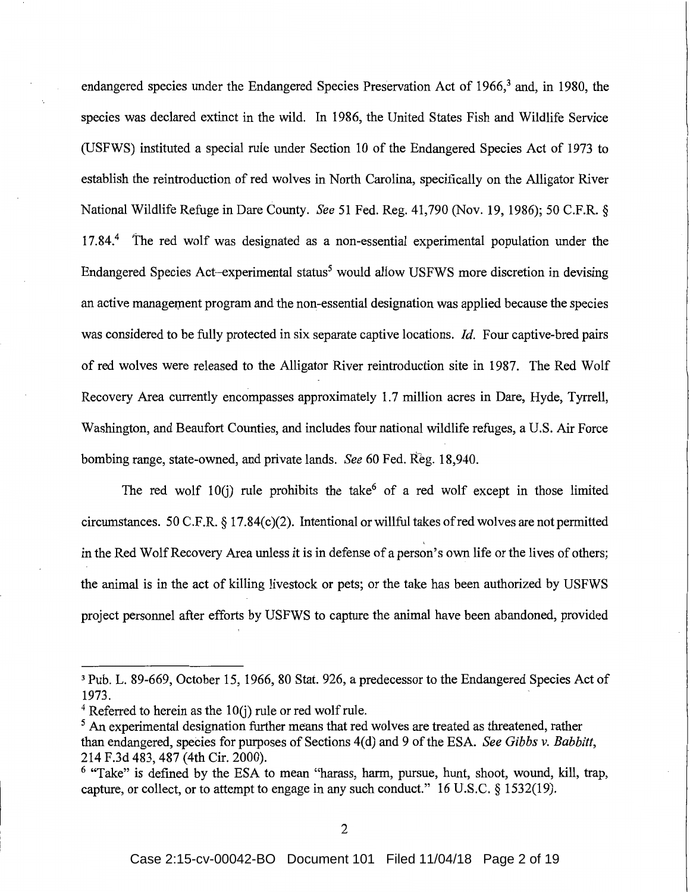endangered species under the Endangered Species Preservation Act of 1966,[3] and, in 1980, the species was declared extinct in the wild. In 1986, the United States Fish and Wildlife Service (USFWS) instituted a special rule under Section 10 of the Endangered Species Act of 1973 to establish the reintroduction of red wolves in North Carolina, specifically on the Alligator River National Wildlife Refuge in Dare County. *See* 51 Fed. Reg. 41,790 (Nov. 19, 1986); 50 C.F.R. § 17.84.[4] The red wolf was designated as a non-essential experimental population under the Endangered Species Act–experimental status[5] would allow USFWS more discretion in devising an active management program and the non-essential designation was applied because the species was considered to be fully protected in six separate captive locations. *Id.* Four captive-bred pairs of red wolves were released to the Alligator River reintroduction site in 1987. The Red Wolf Recovery Area currently encompasses approximately 1.7 million acres in Dare, Hyde, Tyrrell, Washington, and Beaufort Counties, and includes four national wildlife refuges, a U.S. Air Force bombing range, state-owned, and private lands. *See* 60 Fed. Reg. 18,940.

The red wolf 10(j) rule prohibits the take[6] of a red wolf except in those limited circumstances. 50 C.F.R. § 17.84(c)(2). Intentional or willful takes of red wolves are not permitted in the Red Wolf Recovery Area unless it is in defense of a person's own life or the lives of others; the animal is in the act of killing livestock or pets; or the take has been authorized by USFWS project personnel after efforts by USFWS to capture the animal have been abandoned, provided

---

[3] Pub. L. 89-669, October 15, 1966, 80 Stat. 926, a predecessor to the Endangered Species Act of 1973.

[4] Referred to herein as the 10(j) rule or red wolf rule.

[5] An experimental designation further means that red wolves are treated as threatened, rather than endangered, species for purposes of Sections 4(d) and 9 of the ESA. *See Gibbs v. Babbitt*, 214 F.3d 483, 487 (4th Cir. 2000).

[6] "Take" is defined by the ESA to mean "harass, harm, pursue, hunt, shoot, wound, kill, trap, capture, or collect, or to attempt to engage in any such conduct." 16 U.S.C. § 1532(19).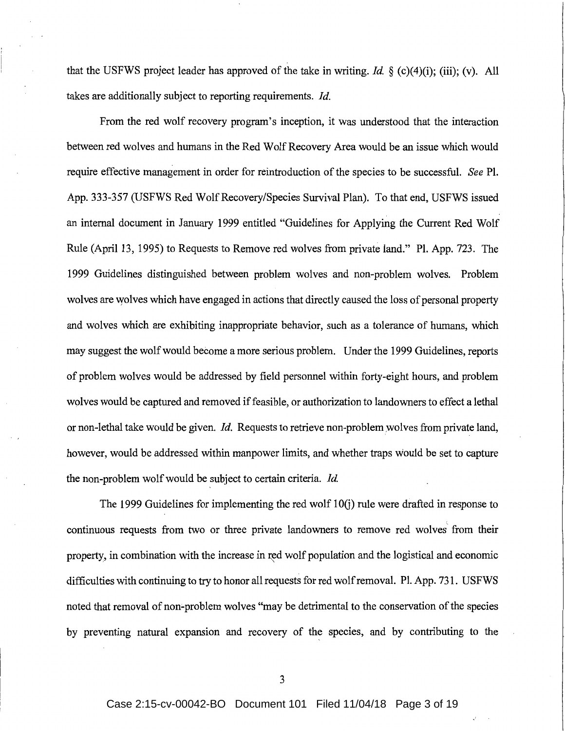that the USFWS project leader has approved of the take in writing. *Id.* § (c)(4)(i); (iii); (v). All takes are additionally subject to reporting requirements. *Id.*

From the red wolf recovery program's inception, it was understood that the interaction between red wolves and humans in the Red Wolf Recovery Area would be an issue which would require effective management in order for reintroduction of the species to be successful. *See* Pl. App. 333-357 (USFWS Red Wolf Recovery/Species Survival Plan). To that end, USFWS issued an internal document in January 1999 entitled "Guidelines for Applying the Current Red Wolf Rule (April 13, 1995) to Requests to Remove red wolves from private land." Pl. App. 723. The 1999 Guidelines distinguished between problem wolves and non-problem wolves. Problem wolves are wolves which have engaged in actions that directly caused the loss of personal property and wolves which are exhibiting inappropriate behavior, such as a tolerance of humans, which may suggest the wolf would become a more serious problem. Under the 1999 Guidelines, reports of problem wolves would be addressed by field personnel within forty-eight hours, and problem wolves would be captured and removed if feasible, or authorization to landowners to effect a lethal or non-lethal take would be given. *Id.* Requests to retrieve non-problem wolves from private land, however, would be addressed within manpower limits, and whether traps would be set to capture the non-problem wolf would be subject to certain criteria. *Id.*

The 1999 Guidelines for implementing the red wolf 10(j) rule were drafted in response to continuous requests from two or three private landowners to remove red wolves from their property, in combination with the increase in red wolf population and the logistical and economic difficulties with continuing to try to honor all requests for red wolf removal. Pl. App. 731. USFWS noted that removal of non-problem wolves "may be detrimental to the conservation of the species by preventing natural expansion and recovery of the species, and by contributing to the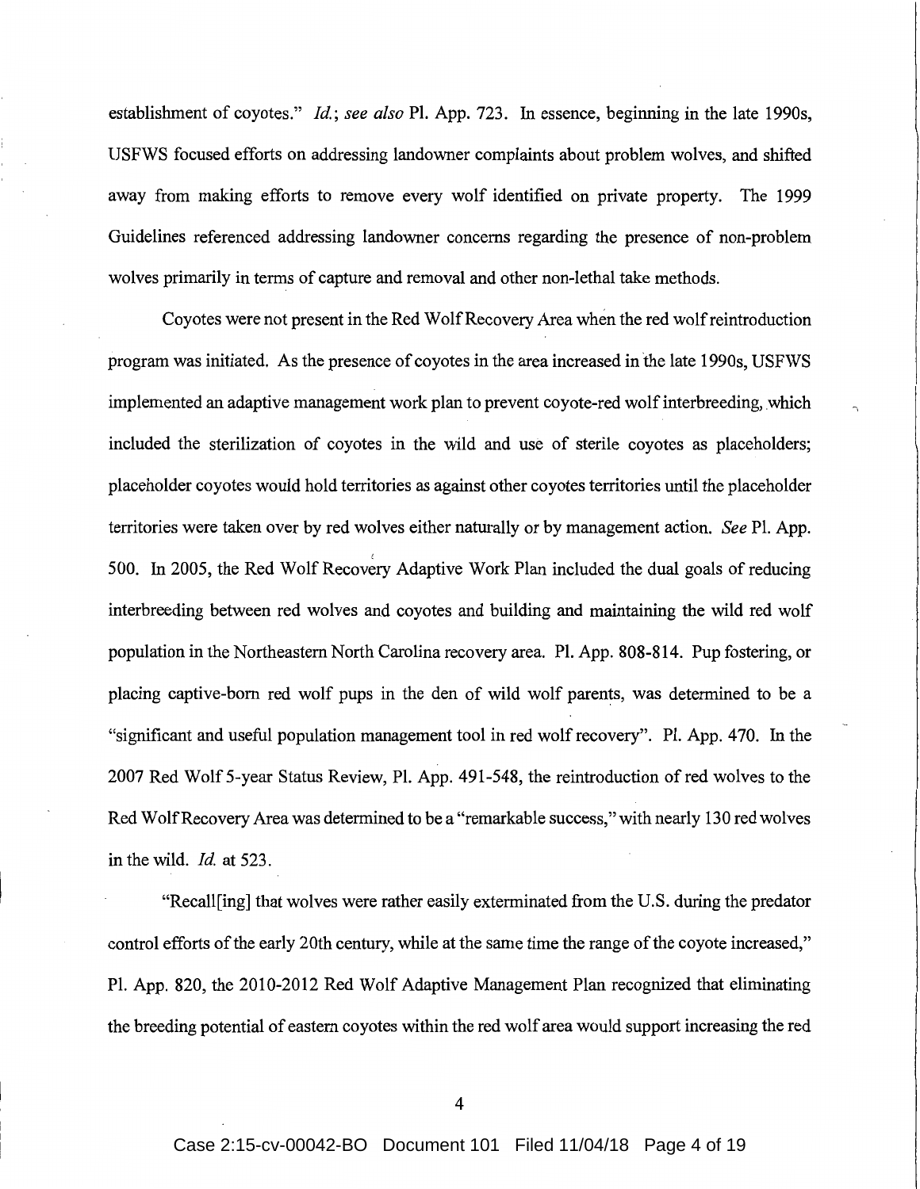establishment of coyotes." *Id.*; *see also* Pl. App. 723. In essence, beginning in the late 1990s, USFWS focused efforts on addressing landowner complaints about problem wolves, and shifted away from making efforts to remove every wolf identified on private property. The 1999 Guidelines referenced addressing landowner concerns regarding the presence of non-problem wolves primarily in terms of capture and removal and other non-lethal take methods.

Coyotes were not present in the Red Wolf Recovery Area when the red wolf reintroduction program was initiated. As the presence of coyotes in the area increased in the late 1990s, USFWS implemented an adaptive management work plan to prevent coyote-red wolf interbreeding, which included the sterilization of coyotes in the wild and use of sterile coyotes as placeholders; placeholder coyotes would hold territories as against other coyotes territories until the placeholder territories were taken over by red wolves either naturally or by management action. *See* Pl. App. 500. In 2005, the Red Wolf Recovery Adaptive Work Plan included the dual goals of reducing interbreeding between red wolves and coyotes and building and maintaining the wild red wolf population in the Northeastern North Carolina recovery area. Pl. App. 808-814. Pup fostering, or placing captive-born red wolf pups in the den of wild wolf parents, was determined to be a "significant and useful population management tool in red wolf recovery". Pl. App. 470. In the 2007 Red Wolf 5-year Status Review, Pl. App. 491-548, the reintroduction of red wolves to the Red Wolf Recovery Area was determined to be a "remarkable success," with nearly 130 red wolves in the wild. *Id.* at 523.

"Recall[ing] that wolves were rather easily exterminated from the U.S. during the predator control efforts of the early 20th century, while at the same time the range of the coyote increased," Pl. App. 820, the 2010-2012 Red Wolf Adaptive Management Plan recognized that eliminating the breeding potential of eastern coyotes within the red wolf area would support increasing the red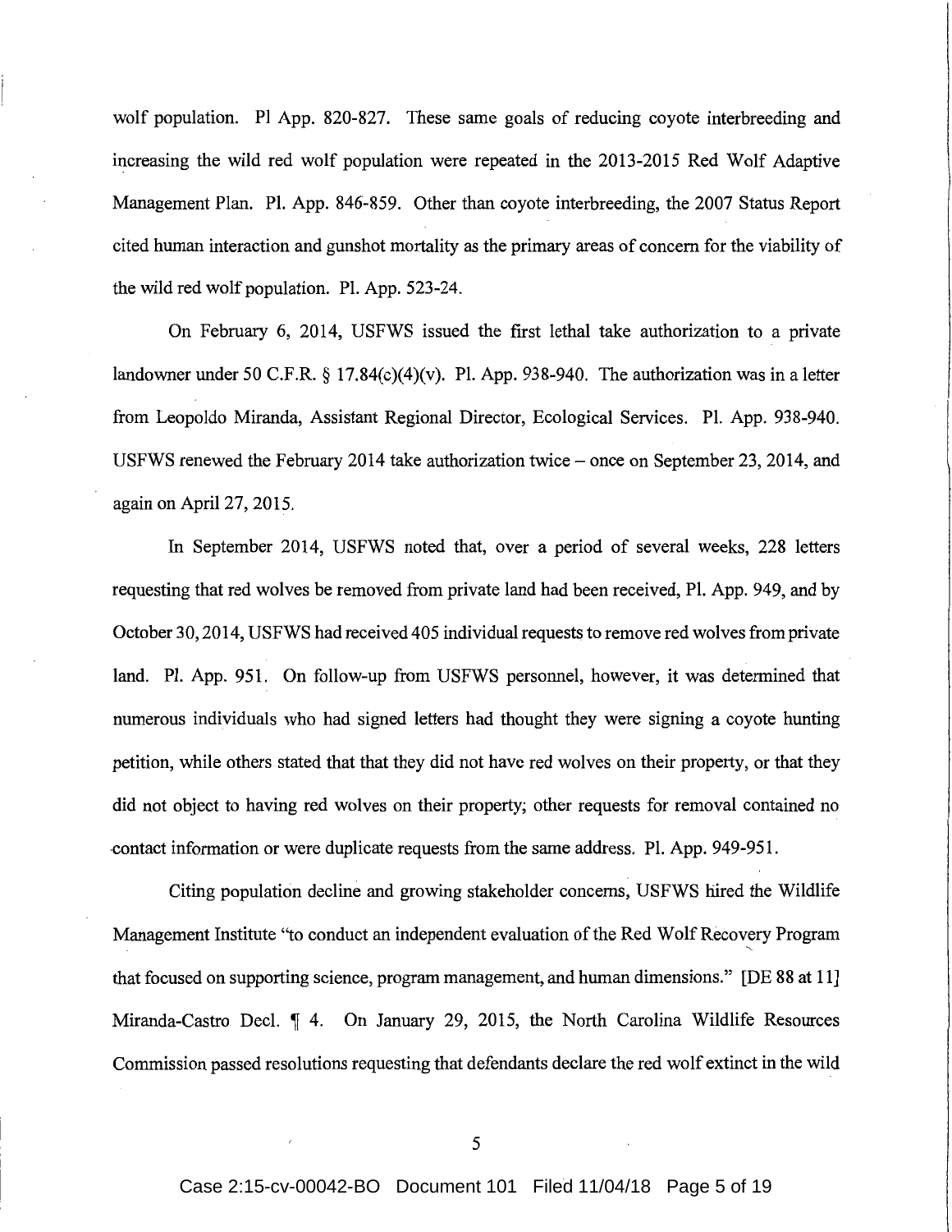wolf population. Pl App. 820-827. These same goals of reducing coyote interbreeding and increasing the wild red wolf population were repeated in the 2013-2015 Red Wolf Adaptive Management Plan. Pl. App. 846-859. Other than coyote interbreeding, the 2007 Status Report cited human interaction and gunshot mortality as the primary areas of concern for the viability of the wild red wolf population. Pl. App. 523-24.

On February 6, 2014, USFWS issued the first lethal take authorization to a private landowner under 50 C.F.R. § 17.84(c)(4)(v). Pl. App. 938-940. The authorization was in a letter from Leopoldo Miranda, Assistant Regional Director, Ecological Services. Pl. App. 938-940. USFWS renewed the February 2014 take authorization twice – once on September 23, 2014, and again on April 27, 2015.

In September 2014, USFWS noted that, over a period of several weeks, 228 letters requesting that red wolves be removed from private land had been received, Pl. App. 949, and by October 30, 2014, USFWS had received 405 individual requests to remove red wolves from private land. Pl. App. 951. On follow-up from USFWS personnel, however, it was determined that numerous individuals who had signed letters had thought they were signing a coyote hunting petition, while others stated that that they did not have red wolves on their property, or that they did not object to having red wolves on their property; other requests for removal contained no contact information or were duplicate requests from the same address. Pl. App. 949-951.

Citing population decline and growing stakeholder concerns, USFWS hired the Wildlife Management Institute "to conduct an independent evaluation of the Red Wolf Recovery Program that focused on supporting science, program management, and human dimensions." [DE 88 at 11] Miranda-Castro Decl. ¶ 4. On January 29, 2015, the North Carolina Wildlife Resources Commission passed resolutions requesting that defendants declare the red wolf extinct in the wild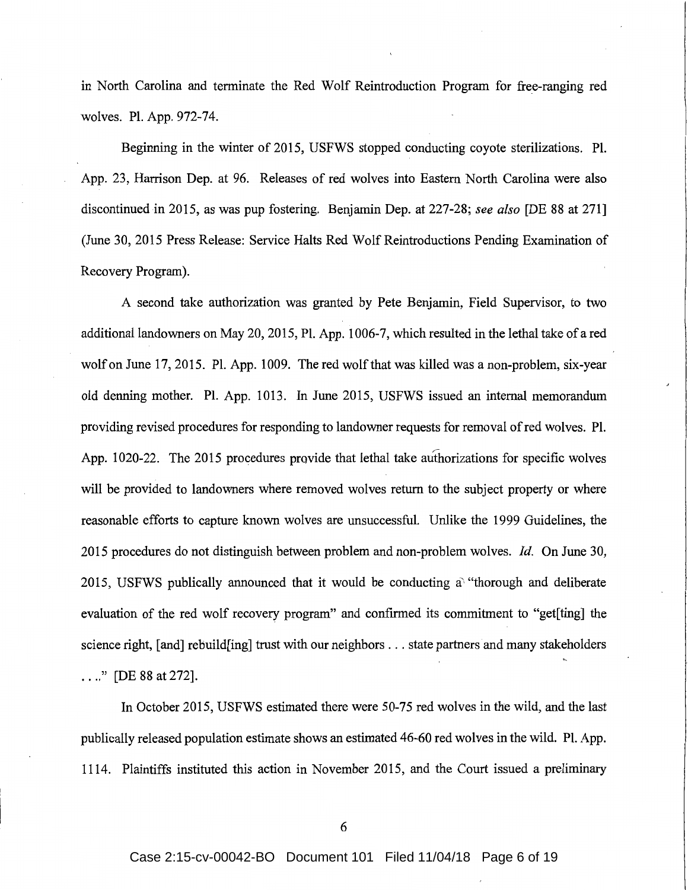in North Carolina and terminate the Red Wolf Reintroduction Program for free-ranging red wolves. Pl. App. 972-74.

Beginning in the winter of 2015, USFWS stopped conducting coyote sterilizations. Pl. App. 23, Harrison Dep. at 96. Releases of red wolves into Eastern North Carolina were also discontinued in 2015, as was pup fostering. Benjamin Dep. at 227-28; *see also* [DE 88 at 271] (June 30, 2015 Press Release: Service Halts Red Wolf Reintroductions Pending Examination of Recovery Program).

A second take authorization was granted by Pete Benjamin, Field Supervisor, to two additional landowners on May 20, 2015, Pl. App. 1006-7, which resulted in the lethal take of a red wolf on June 17, 2015. Pl. App. 1009. The red wolf that was killed was a non-problem, six-year old denning mother. Pl. App. 1013. In June 2015, USFWS issued an internal memorandum providing revised procedures for responding to landowner requests for removal of red wolves. Pl. App. 1020-22. The 2015 procedures provide that lethal take authorizations for specific wolves will be provided to landowners where removed wolves return to the subject property or where reasonable efforts to capture known wolves are unsuccessful. Unlike the 1999 Guidelines, the 2015 procedures do not distinguish between problem and non-problem wolves. *Id.* On June 30, 2015, USFWS publically announced that it would be conducting a "thorough and deliberate evaluation of the red wolf recovery program" and confirmed its commitment to "get[ting] the science right, [and] rebuild[ing] trust with our neighbors . . . state partners and many stakeholders . . . ." [DE 88 at 272].

In October 2015, USFWS estimated there were 50-75 red wolves in the wild, and the last publically released population estimate shows an estimated 46-60 red wolves in the wild. Pl. App. 1114. Plaintiffs instituted this action in November 2015, and the Court issued a preliminary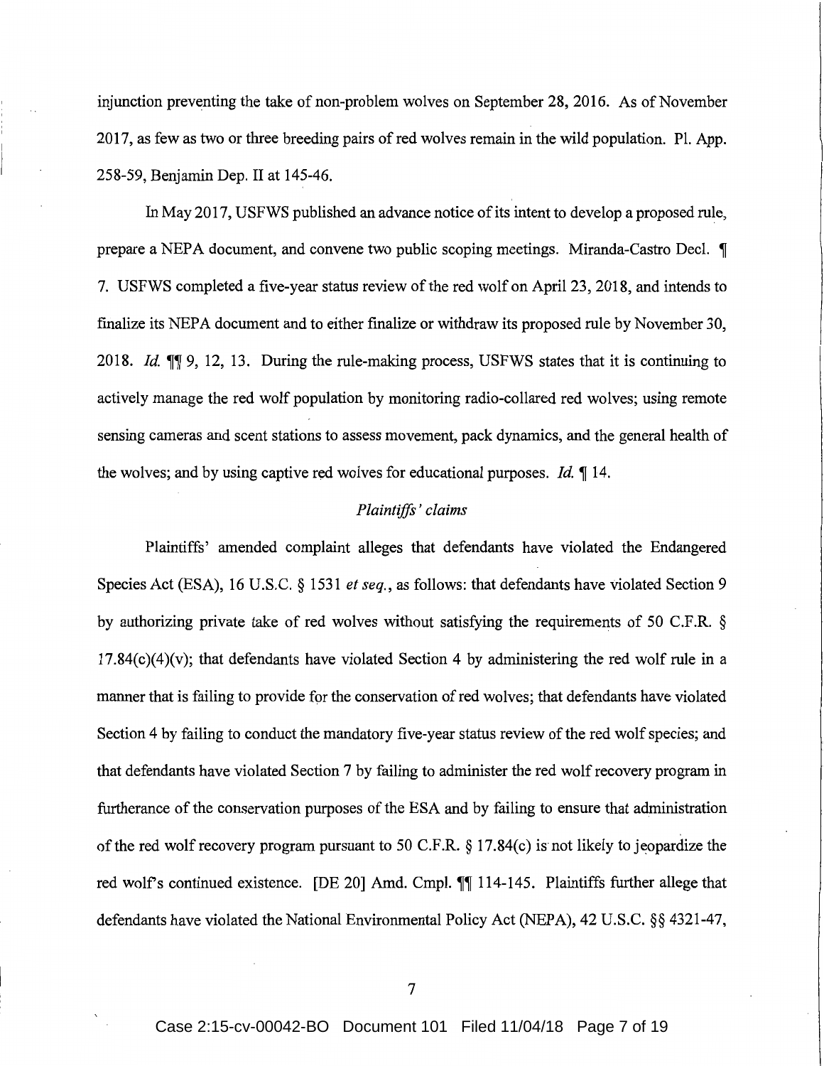injunction preventing the take of non-problem wolves on September 28, 2016. As of November 2017, as few as two or three breeding pairs of red wolves remain in the wild population. Pl. App. 258-59, Benjamin Dep. II at 145-46.

In May 2017, USFWS published an advance notice of its intent to develop a proposed rule, prepare a NEPA document, and convene two public scoping meetings. Miranda-Castro Decl. ¶ 7. USFWS completed a five-year status review of the red wolf on April 23, 2018, and intends to finalize its NEPA document and to either finalize or withdraw its proposed rule by November 30, 2018. *Id.* ¶¶ 9, 12, 13. During the rule-making process, USFWS states that it is continuing to actively manage the red wolf population by monitoring radio-collared red wolves; using remote sensing cameras and scent stations to assess movement, pack dynamics, and the general health of the wolves; and by using captive red wolves for educational purposes. *Id.* ¶ 14.

*Plaintiffs' claims*

Plaintiffs' amended complaint alleges that defendants have violated the Endangered Species Act (ESA), 16 U.S.C. § 1531 *et seq.*, as follows: that defendants have violated Section 9 by authorizing private take of red wolves without satisfying the requirements of 50 C.F.R. § 17.84(c)(4)(v); that defendants have violated Section 4 by administering the red wolf rule in a manner that is failing to provide for the conservation of red wolves; that defendants have violated Section 4 by failing to conduct the mandatory five-year status review of the red wolf species; and that defendants have violated Section 7 by failing to administer the red wolf recovery program in furtherance of the conservation purposes of the ESA and by failing to ensure that administration of the red wolf recovery program pursuant to 50 C.F.R. § 17.84(c) is not likely to jeopardize the red wolf's continued existence. [DE 20] Amd. Cmpl. ¶¶ 114-145. Plaintiffs further allege that defendants have violated the National Environmental Policy Act (NEPA), 42 U.S.C. §§ 4321-47,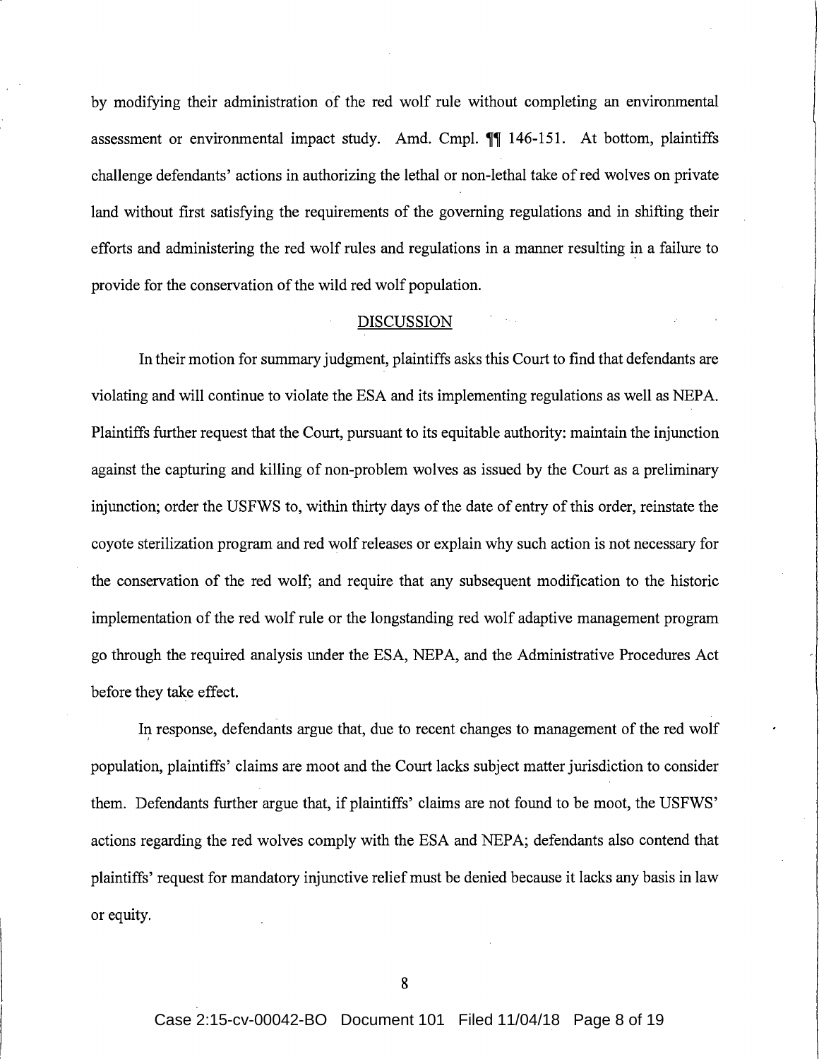by modifying their administration of the red wolf rule without completing an environmental assessment or environmental impact study. Amd. Cmpl. ¶¶ 146-151. At bottom, plaintiffs challenge defendants' actions in authorizing the lethal or non-lethal take of red wolves on private land without first satisfying the requirements of the governing regulations and in shifting their efforts and administering the red wolf rules and regulations in a manner resulting in a failure to provide for the conservation of the wild red wolf population.

## DISCUSSION

In their motion for summary judgment, plaintiffs asks this Court to find that defendants are violating and will continue to violate the ESA and its implementing regulations as well as NEPA. Plaintiffs further request that the Court, pursuant to its equitable authority: maintain the injunction against the capturing and killing of non-problem wolves as issued by the Court as a preliminary injunction; order the USFWS to, within thirty days of the date of entry of this order, reinstate the coyote sterilization program and red wolf releases or explain why such action is not necessary for the conservation of the red wolf; and require that any subsequent modification to the historic implementation of the red wolf rule or the longstanding red wolf adaptive management program go through the required analysis under the ESA, NEPA, and the Administrative Procedures Act before they take effect.

In response, defendants argue that, due to recent changes to management of the red wolf population, plaintiffs' claims are moot and the Court lacks subject matter jurisdiction to consider them. Defendants further argue that, if plaintiffs' claims are not found to be moot, the USFWS' actions regarding the red wolves comply with the ESA and NEPA; defendants also contend that plaintiffs' request for mandatory injunctive relief must be denied because it lacks any basis in law or equity.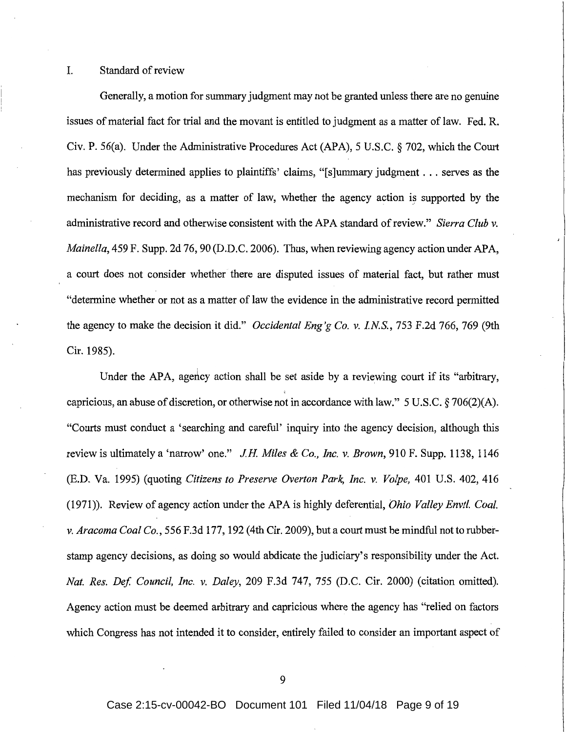I. Standard of review

Generally, a motion for summary judgment may not be granted unless there are no genuine issues of material fact for trial and the movant is entitled to judgment as a matter of law. Fed. R. Civ. P. 56(a). Under the Administrative Procedures Act (APA), 5 U.S.C. § 702, which the Court has previously determined applies to plaintiffs' claims, "[s]ummary judgment . . . serves as the mechanism for deciding, as a matter of law, whether the agency action is supported by the administrative record and otherwise consistent with the APA standard of review." *Sierra Club v. Mainella*, 459 F. Supp. 2d 76, 90 (D.D.C. 2006). Thus, when reviewing agency action under APA, a court does not consider whether there are disputed issues of material fact, but rather must "determine whether or not as a matter of law the evidence in the administrative record permitted the agency to make the decision it did." *Occidental Eng'g Co. v. I.N.S.*, 753 F.2d 766, 769 (9th Cir. 1985).

Under the APA, agency action shall be set aside by a reviewing court if its "arbitrary, capricious, an abuse of discretion, or otherwise not in accordance with law." 5 U.S.C. § 706(2)(A). "Courts must conduct a 'searching and careful' inquiry into the agency decision, although this review is ultimately a 'narrow' one." *J.H. Miles & Co., Inc. v. Brown*, 910 F. Supp. 1138, 1146 (E.D. Va. 1995) (quoting *Citizens to Preserve Overton Park, Inc. v. Volpe,* 401 U.S. 402, 416 (1971)). Review of agency action under the APA is highly deferential, *Ohio Valley Envtl. Coal. v. Aracoma Coal Co.*, 556 F.3d 177, 192 (4th Cir. 2009), but a court must be mindful not to rubber-stamp agency decisions, as doing so would abdicate the judiciary's responsibility under the Act. *Nat. Res. Def. Council, Inc. v. Daley*, 209 F.3d 747, 755 (D.C. Cir. 2000) (citation omitted). Agency action must be deemed arbitrary and capricious where the agency has "relied on factors which Congress has not intended it to consider, entirely failed to consider an important aspect of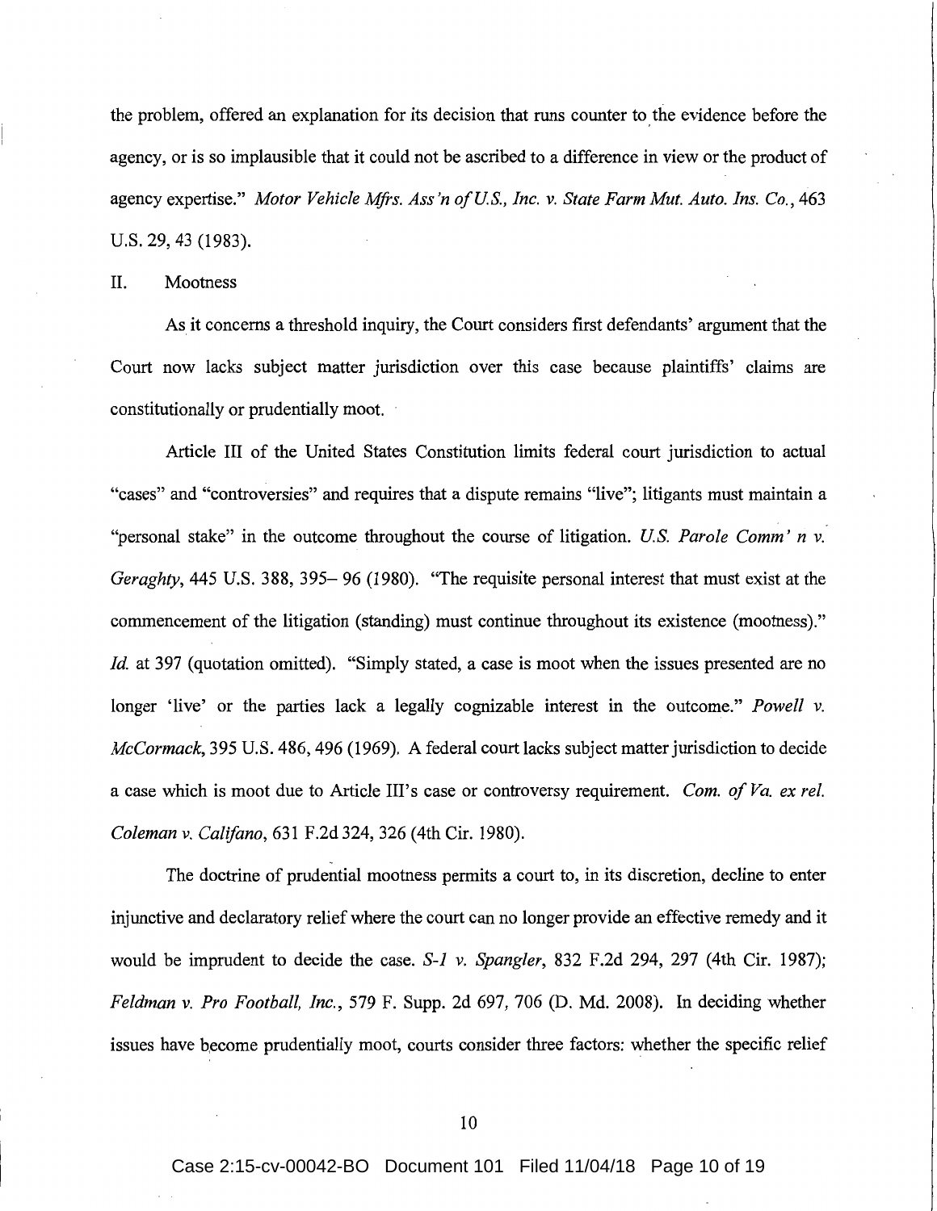the problem, offered an explanation for its decision that runs counter to the evidence before the agency, or is so implausible that it could not be ascribed to a difference in view or the product of agency expertise." *Motor Vehicle Mfrs. Ass'n of U.S., Inc. v. State Farm Mut. Auto. Ins. Co.*, 463 U.S. 29, 43 (1983).

II. Mootness

As it concerns a threshold inquiry, the Court considers first defendants' argument that the Court now lacks subject matter jurisdiction over this case because plaintiffs' claims are constitutionally or prudentially moot.

Article III of the United States Constitution limits federal court jurisdiction to actual "cases" and "controversies" and requires that a dispute remains "live"; litigants must maintain a "personal stake" in the outcome throughout the course of litigation. *U.S. Parole Comm'n v. Geraghty*, 445 U.S. 388, 395– 96 (1980). "The requisite personal interest that must exist at the commencement of the litigation (standing) must continue throughout its existence (mootness)." *Id.* at 397 (quotation omitted). "Simply stated, a case is moot when the issues presented are no longer 'live' or the parties lack a legally cognizable interest in the outcome." *Powell v. McCormack*, 395 U.S. 486, 496 (1969). A federal court lacks subject matter jurisdiction to decide a case which is moot due to Article III's case or controversy requirement. *Com. of Va. ex rel. Coleman v. Califano*, 631 F.2d 324, 326 (4th Cir. 1980).

The doctrine of prudential mootness permits a court to, in its discretion, decline to enter injunctive and declaratory relief where the court can no longer provide an effective remedy and it would be imprudent to decide the case. *S-1 v. Spangler*, 832 F.2d 294, 297 (4th Cir. 1987); *Feldman v. Pro Football, Inc.*, 579 F. Supp. 2d 697, 706 (D. Md. 2008). In deciding whether issues have become prudentially moot, courts consider three factors: whether the specific relief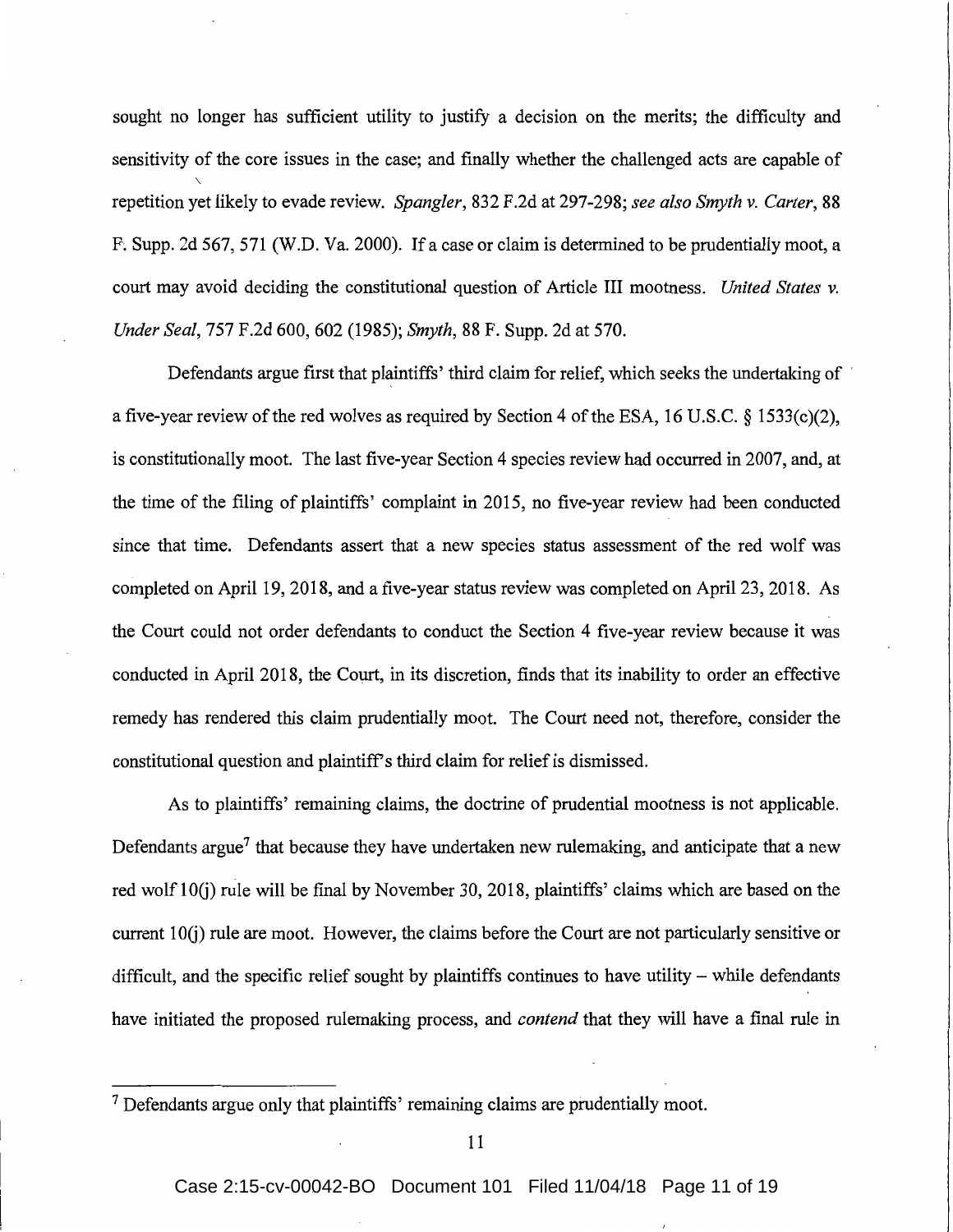sought no longer has sufficient utility to justify a decision on the merits; the difficulty and sensitivity of the core issues in the case; and finally whether the challenged acts are capable of repetition yet likely to evade review. *Spangler*, 832 F.2d at 297-298; *see also Smyth v. Carter*, 88 F. Supp. 2d 567, 571 (W.D. Va. 2000). If a case or claim is determined to be prudentially moot, a court may avoid deciding the constitutional question of Article III mootness. *United States v. Under Seal*, 757 F.2d 600, 602 (1985); *Smyth*, 88 F. Supp. 2d at 570.

Defendants argue first that plaintiffs' third claim for relief, which seeks the undertaking of a five-year review of the red wolves as required by Section 4 of the ESA, 16 U.S.C. § 1533(c)(2), is constitutionally moot. The last five-year Section 4 species review had occurred in 2007, and, at the time of the filing of plaintiffs' complaint in 2015, no five-year review had been conducted since that time. Defendants assert that a new species status assessment of the red wolf was completed on April 19, 2018, and a five-year status review was completed on April 23, 2018. As the Court could not order defendants to conduct the Section 4 five-year review because it was conducted in April 2018, the Court, in its discretion, finds that its inability to order an effective remedy has rendered this claim prudentially moot. The Court need not, therefore, consider the constitutional question and plaintiff's third claim for relief is dismissed.

As to plaintiffs' remaining claims, the doctrine of prudential mootness is not applicable. Defendants argue[7] that because they have undertaken new rulemaking, and anticipate that a new red wolf 10(j) rule will be final by November 30, 2018, plaintiffs' claims which are based on the current 10(j) rule are moot. However, the claims before the Court are not particularly sensitive or difficult, and the specific relief sought by plaintiffs continues to have utility – while defendants have initiated the proposed rulemaking process, and *contend* that they will have a final rule in

---

[7] Defendants argue only that plaintiffs' remaining claims are prudentially moot.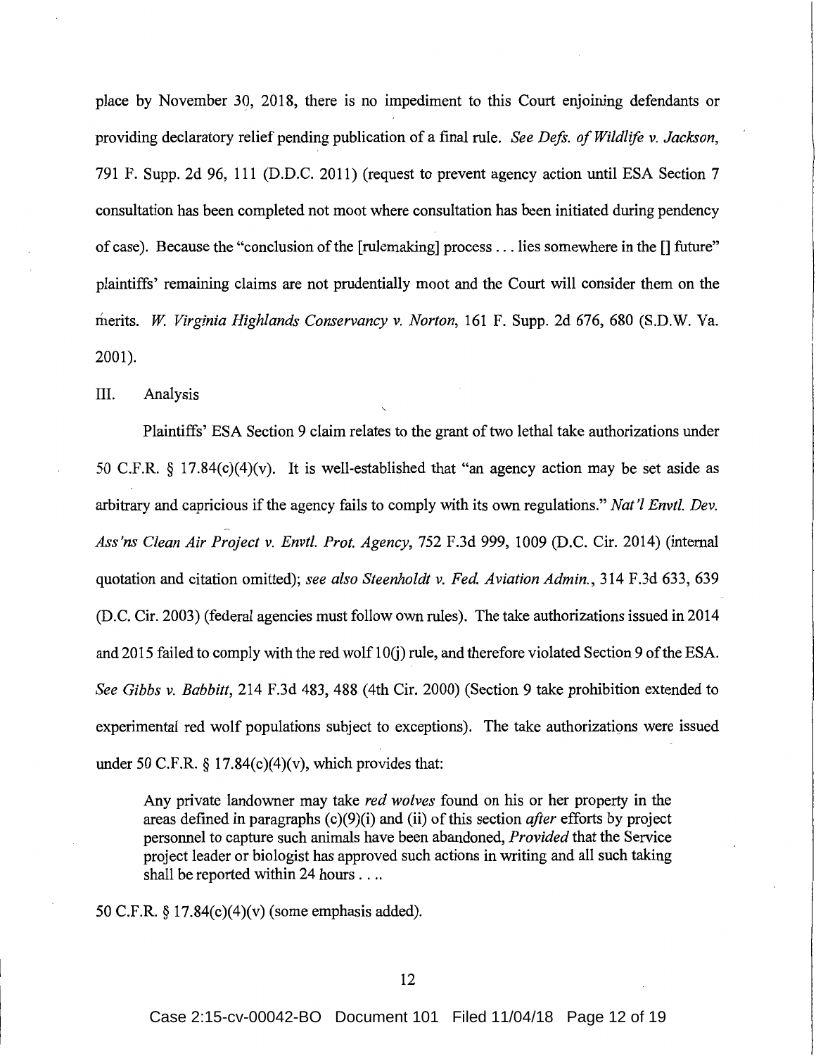place by November 30, 2018, there is no impediment to this Court enjoining defendants or providing declaratory relief pending publication of a final rule. *See Defs. of Wildlife v. Jackson*, 791 F. Supp. 2d 96, 111 (D.D.C. 2011) (request to prevent agency action until ESA Section 7 consultation has been completed not moot where consultation has been initiated during pendency of case). Because the "conclusion of the [rulemaking] process . . . lies somewhere in the [] future" plaintiffs' remaining claims are not prudentially moot and the Court will consider them on the merits. *W. Virginia Highlands Conservancy v. Norton*, 161 F. Supp. 2d 676, 680 (S.D.W. Va. 2001).

## III. Analysis

Plaintiffs' ESA Section 9 claim relates to the grant of two lethal take authorizations under 50 C.F.R. § 17.84(c)(4)(v). It is well-established that "an agency action may be set aside as arbitrary and capricious if the agency fails to comply with its own regulations." *Nat'l Envtl. Dev. Ass'ns Clean Air Project v. Envtl. Prot. Agency*, 752 F.3d 999, 1009 (D.C. Cir. 2014) (internal quotation and citation omitted); *see also Steenholdt v. Fed. Aviation Admin.*, 314 F.3d 633, 639 (D.C. Cir. 2003) (federal agencies must follow own rules). The take authorizations issued in 2014 and 2015 failed to comply with the red wolf 10(j) rule, and therefore violated Section 9 of the ESA. *See Gibbs v. Babbitt*, 214 F.3d 483, 488 (4th Cir. 2000) (Section 9 take prohibition extended to experimental red wolf populations subject to exceptions). The take authorizations were issued under 50 C.F.R. § 17.84(c)(4)(v), which provides that:

> Any private landowner may take *red wolves* found on his or her property in the areas defined in paragraphs (c)(9)(i) and (ii) of this section *after* efforts by project personnel to capture such animals have been abandoned, *Provided* that the Service project leader or biologist has approved such actions in writing and all such taking shall be reported within 24 hours . . ..

50 C.F.R. § 17.84(c)(4)(v) (some emphasis added).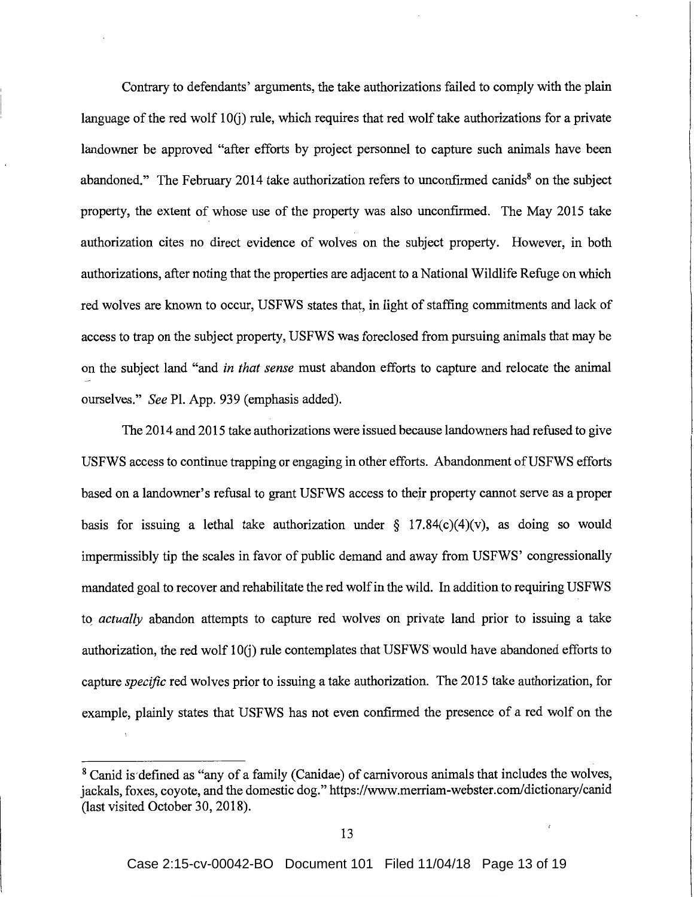Contrary to defendants' arguments, the take authorizations failed to comply with the plain language of the red wolf 10(j) rule, which requires that red wolf take authorizations for a private landowner be approved "after efforts by project personnel to capture such animals have been abandoned." The February 2014 take authorization refers to unconfirmed canids[8] on the subject property, the extent of whose use of the property was also unconfirmed. The May 2015 take authorization cites no direct evidence of wolves on the subject property. However, in both authorizations, after noting that the properties are adjacent to a National Wildlife Refuge on which red wolves are known to occur, USFWS states that, in light of staffing commitments and lack of access to trap on the subject property, USFWS was foreclosed from pursuing animals that may be on the subject land "and *in that sense* must abandon efforts to capture and relocate the animal ourselves." *See* Pl. App. 939 (emphasis added).

The 2014 and 2015 take authorizations were issued because landowners had refused to give USFWS access to continue trapping or engaging in other efforts. Abandonment of USFWS efforts based on a landowner's refusal to grant USFWS access to their property cannot serve as a proper basis for issuing a lethal take authorization under § 17.84(c)(4)(v), as doing so would impermissibly tip the scales in favor of public demand and away from USFWS' congressionally mandated goal to recover and rehabilitate the red wolf in the wild. In addition to requiring USFWS to *actually* abandon attempts to capture red wolves on private land prior to issuing a take authorization, the red wolf 10(j) rule contemplates that USFWS would have abandoned efforts to capture *specific* red wolves prior to issuing a take authorization. The 2015 take authorization, for example, plainly states that USFWS has not even confirmed the presence of a red wolf on the

---

[8] Canid is defined as "any of a family (Canidae) of carnivorous animals that includes the wolves, jackals, foxes, coyote, and the domestic dog." https://www.merriam-webster.com/dictionary/canid (last visited October 30, 2018).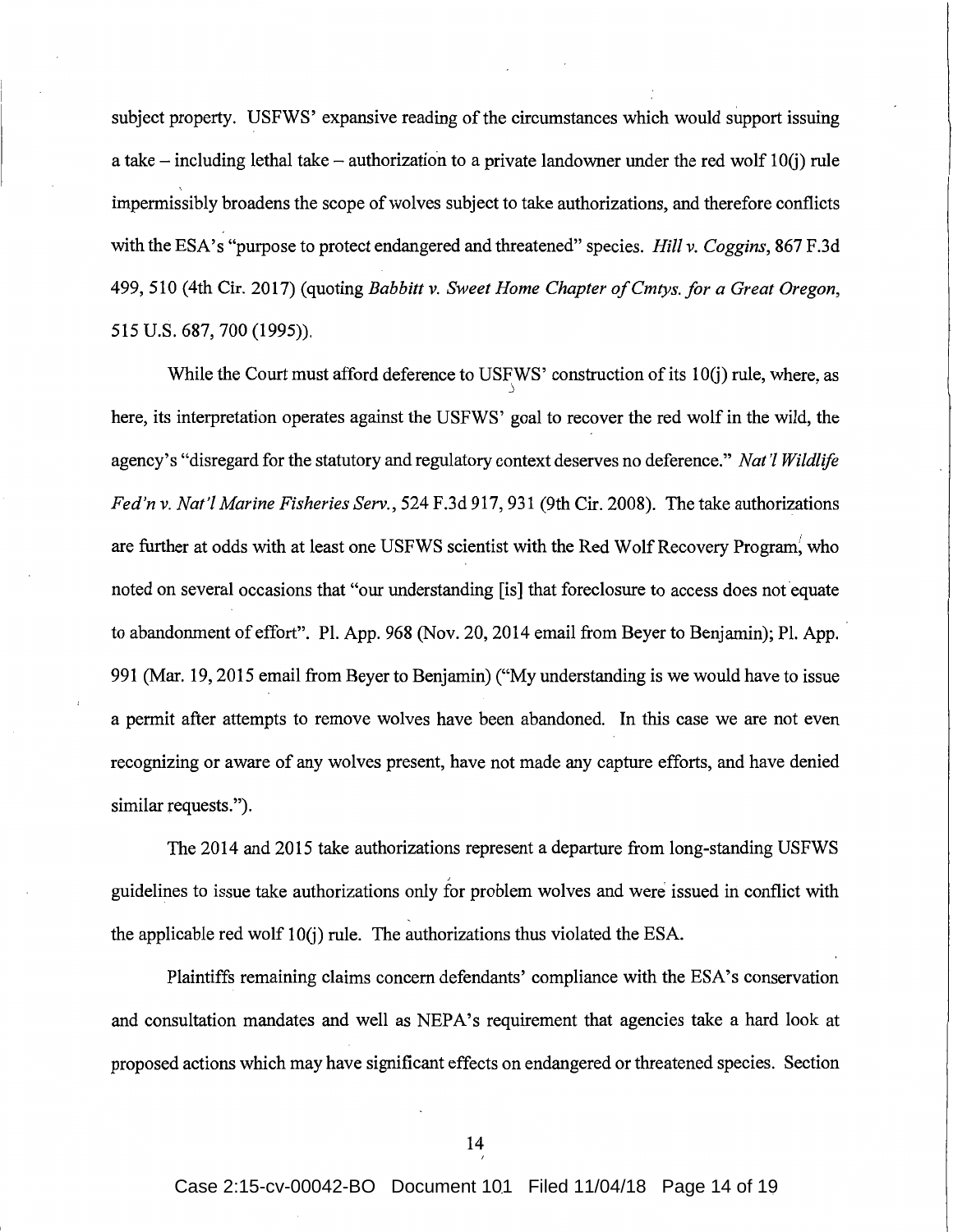subject property. USFWS' expansive reading of the circumstances which would support issuing a take – including lethal take – authorization to a private landowner under the red wolf 10(j) rule impermissibly broadens the scope of wolves subject to take authorizations, and therefore conflicts with the ESA's "purpose to protect endangered and threatened" species. *Hill v. Coggins*, 867 F.3d 499, 510 (4th Cir. 2017) (quoting *Babbitt v. Sweet Home Chapter of Cmtys. for a Great Oregon*, 515 U.S. 687, 700 (1995)).

While the Court must afford deference to USFWS' construction of its 10(j) rule, where, as here, its interpretation operates against the USFWS' goal to recover the red wolf in the wild, the agency's "disregard for the statutory and regulatory context deserves no deference." *Nat'l Wildlife Fed'n v. Nat'l Marine Fisheries Serv.*, 524 F.3d 917, 931 (9th Cir. 2008). The take authorizations are further at odds with at least one USFWS scientist with the Red Wolf Recovery Program, who noted on several occasions that "our understanding [is] that foreclosure to access does not equate to abandonment of effort". Pl. App. 968 (Nov. 20, 2014 email from Beyer to Benjamin); Pl. App. 991 (Mar. 19, 2015 email from Beyer to Benjamin) ("My understanding is we would have to issue a permit after attempts to remove wolves have been abandoned. In this case we are not even recognizing or aware of any wolves present, have not made any capture efforts, and have denied similar requests.").

The 2014 and 2015 take authorizations represent a departure from long-standing USFWS guidelines to issue take authorizations only for problem wolves and were issued in conflict with the applicable red wolf 10(j) rule. The authorizations thus violated the ESA.

Plaintiffs remaining claims concern defendants' compliance with the ESA's conservation and consultation mandates and well as NEPA's requirement that agencies take a hard look at proposed actions which may have significant effects on endangered or threatened species. Section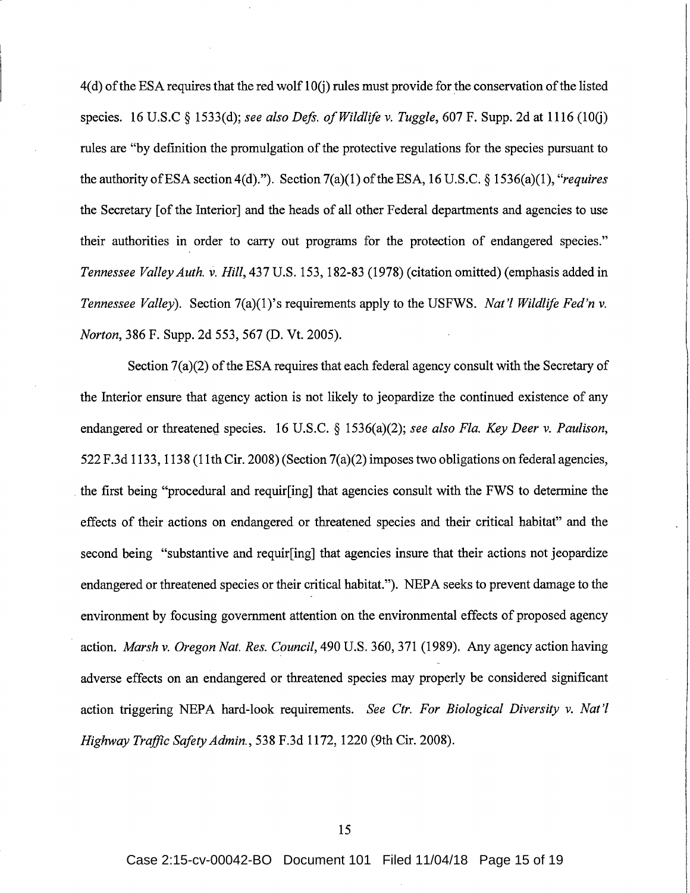4(d) of the ESA requires that the red wolf 10(j) rules must provide for the conservation of the listed species. 16 U.S.C § 1533(d); *see also Defs. of Wildlife v. Tuggle*, 607 F. Supp. 2d at 1116 (10(j) rules are "by definition the promulgation of the protective regulations for the species pursuant to the authority of ESA section 4(d)."). Section 7(a)(1) of the ESA, 16 U.S.C. § 1536(a)(1), "*requires* the Secretary [of the Interior] and the heads of all other Federal departments and agencies to use their authorities in order to carry out programs for the protection of endangered species." *Tennessee Valley Auth. v. Hill*, 437 U.S. 153, 182-83 (1978) (citation omitted) (emphasis added in *Tennessee Valley*). Section 7(a)(1)'s requirements apply to the USFWS. *Nat'l Wildlife Fed'n v. Norton*, 386 F. Supp. 2d 553, 567 (D. Vt. 2005).

Section 7(a)(2) of the ESA requires that each federal agency consult with the Secretary of the Interior ensure that agency action is not likely to jeopardize the continued existence of any endangered or threatened species. 16 U.S.C. § 1536(a)(2); *see also Fla. Key Deer v. Paulison*, 522 F.3d 1133, 1138 (11th Cir. 2008) (Section 7(a)(2) imposes two obligations on federal agencies, the first being "procedural and requir[ing] that agencies consult with the FWS to determine the effects of their actions on endangered or threatened species and their critical habitat" and the second being "substantive and requir[ing] that agencies insure that their actions not jeopardize endangered or threatened species or their critical habitat."). NEPA seeks to prevent damage to the environment by focusing government attention on the environmental effects of proposed agency action. *Marsh v. Oregon Nat. Res. Council*, 490 U.S. 360, 371 (1989). Any agency action having adverse effects on an endangered or threatened species may properly be considered significant action triggering NEPA hard-look requirements. *See Ctr. For Biological Diversity v. Nat'l Highway Traffic Safety Admin.*, 538 F.3d 1172, 1220 (9th Cir. 2008).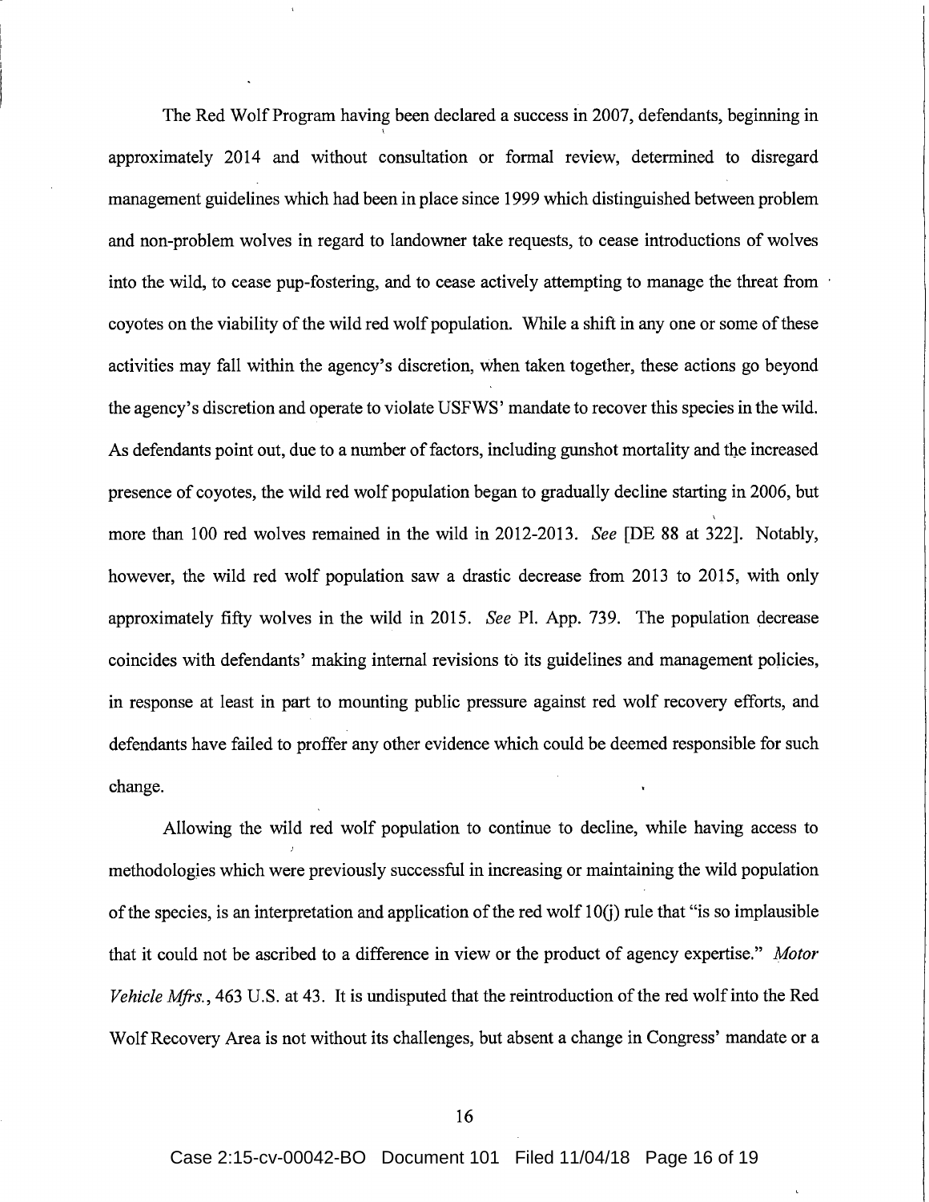The Red Wolf Program having been declared a success in 2007, defendants, beginning in approximately 2014 and without consultation or formal review, determined to disregard management guidelines which had been in place since 1999 which distinguished between problem and non-problem wolves in regard to landowner take requests, to cease introductions of wolves into the wild, to cease pup-fostering, and to cease actively attempting to manage the threat from coyotes on the viability of the wild red wolf population. While a shift in any one or some of these activities may fall within the agency's discretion, when taken together, these actions go beyond the agency's discretion and operate to violate USFWS' mandate to recover this species in the wild. As defendants point out, due to a number of factors, including gunshot mortality and the increased presence of coyotes, the wild red wolf population began to gradually decline starting in 2006, but more than 100 red wolves remained in the wild in 2012-2013. *See* [DE 88 at 322]. Notably, however, the wild red wolf population saw a drastic decrease from 2013 to 2015, with only approximately fifty wolves in the wild in 2015. *See* Pl. App. 739. The population decrease coincides with defendants' making internal revisions to its guidelines and management policies, in response at least in part to mounting public pressure against red wolf recovery efforts, and defendants have failed to proffer any other evidence which could be deemed responsible for such change.

Allowing the wild red wolf population to continue to decline, while having access to methodologies which were previously successful in increasing or maintaining the wild population of the species, is an interpretation and application of the red wolf 10(j) rule that "is so implausible that it could not be ascribed to a difference in view or the product of agency expertise." *Motor Vehicle Mfrs.*, 463 U.S. at 43. It is undisputed that the reintroduction of the red wolf into the Red Wolf Recovery Area is not without its challenges, but absent a change in Congress' mandate or a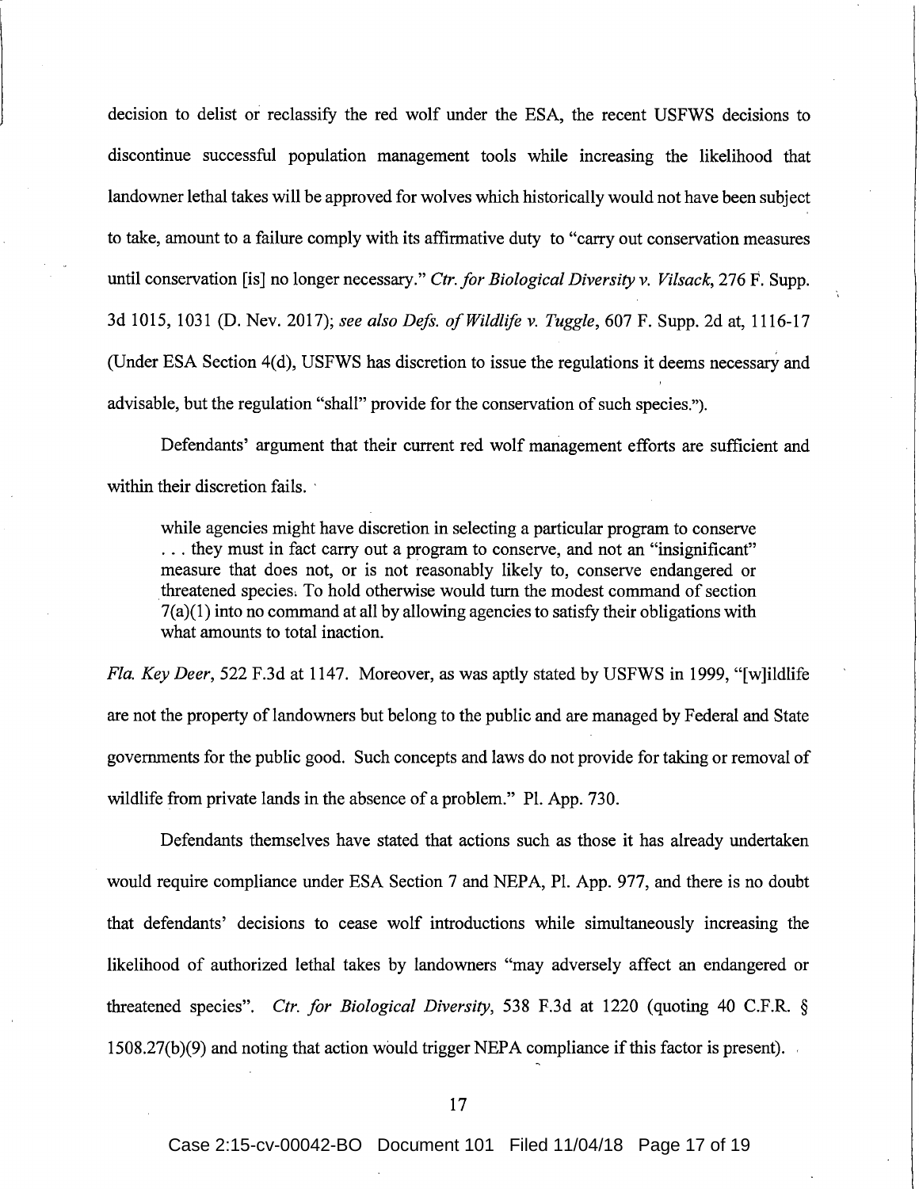decision to delist or reclassify the red wolf under the ESA, the recent USFWS decisions to discontinue successful population management tools while increasing the likelihood that landowner lethal takes will be approved for wolves which historically would not have been subject to take, amount to a failure comply with its affirmative duty to "carry out conservation measures until conservation [is] no longer necessary." *Ctr. for Biological Diversity v. Vilsack*, 276 F. Supp. 3d 1015, 1031 (D. Nev. 2017); *see also Defs. of Wildlife v. Tuggle*, 607 F. Supp. 2d at, 1116-17 (Under ESA Section 4(d), USFWS has discretion to issue the regulations it deems necessary and advisable, but the regulation "shall" provide for the conservation of such species.").

Defendants' argument that their current red wolf management efforts are sufficient and within their discretion fails.

> while agencies might have discretion in selecting a particular program to conserve . . . they must in fact carry out a program to conserve, and not an "insignificant" measure that does not, or is not reasonably likely to, conserve endangered or threatened species. To hold otherwise would turn the modest command of section 7(a)(1) into no command at all by allowing agencies to satisfy their obligations with what amounts to total inaction.

*Fla. Key Deer*, 522 F.3d at 1147. Moreover, as was aptly stated by USFWS in 1999, "[w]ildlife are not the property of landowners but belong to the public and are managed by Federal and State governments for the public good. Such concepts and laws do not provide for taking or removal of wildlife from private lands in the absence of a problem." Pl. App. 730.

Defendants themselves have stated that actions such as those it has already undertaken would require compliance under ESA Section 7 and NEPA, Pl. App. 977, and there is no doubt that defendants' decisions to cease wolf introductions while simultaneously increasing the likelihood of authorized lethal takes by landowners "may adversely affect an endangered or threatened species". *Ctr. for Biological Diversity*, 538 F.3d at 1220 (quoting 40 C.F.R. § 1508.27(b)(9) and noting that action would trigger NEPA compliance if this factor is present).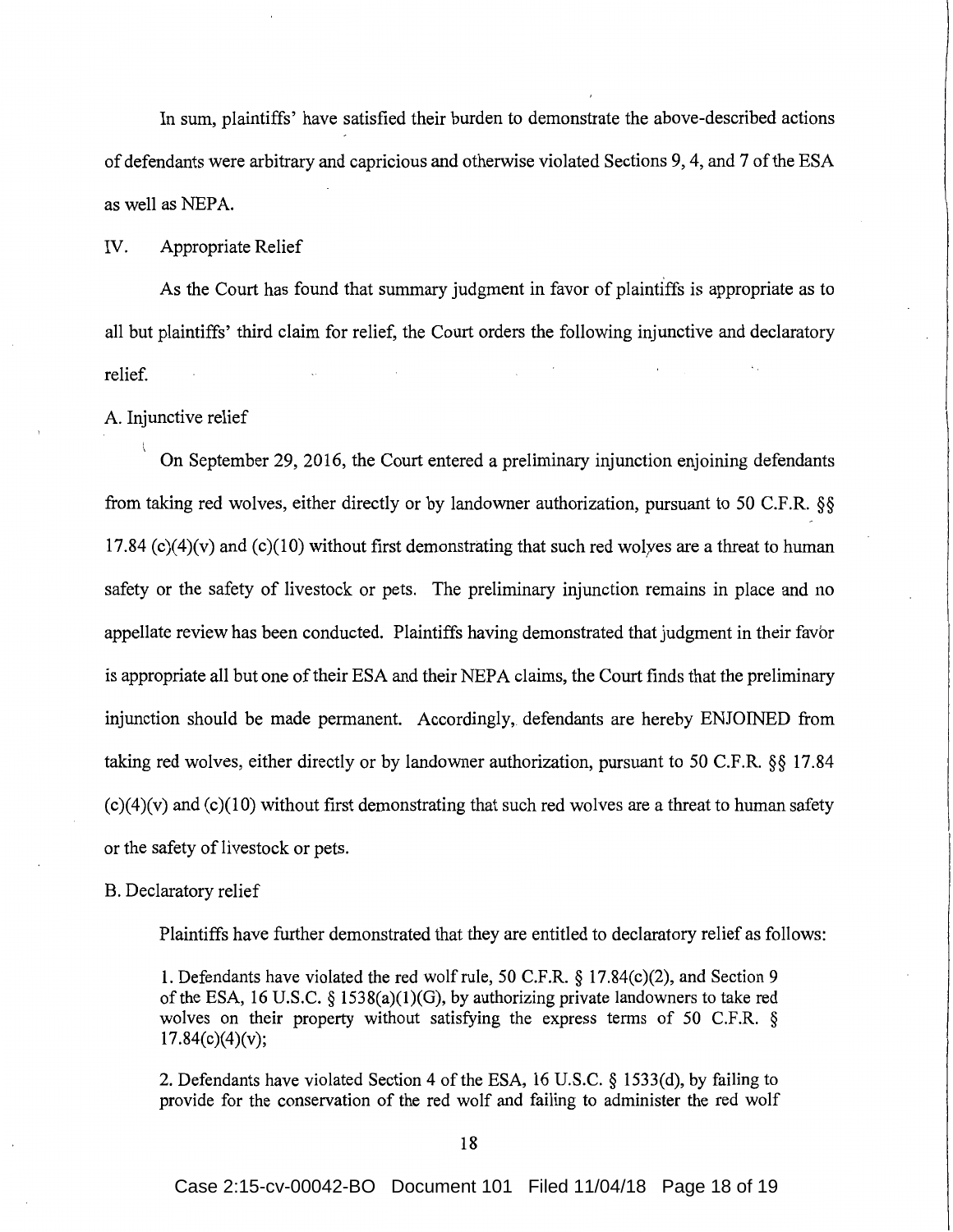In sum, plaintiffs' have satisfied their burden to demonstrate the above-described actions of defendants were arbitrary and capricious and otherwise violated Sections 9, 4, and 7 of the ESA as well as NEPA.

## IV. Appropriate Relief

As the Court has found that summary judgment in favor of plaintiffs is appropriate as to all but plaintiffs' third claim for relief, the Court orders the following injunctive and declaratory relief.

### A. Injunctive relief

On September 29, 2016, the Court entered a preliminary injunction enjoining defendants from taking red wolves, either directly or by landowner authorization, pursuant to 50 C.F.R. §§ 17.84 (c)(4)(v) and (c)(10) without first demonstrating that such red wolves are a threat to human safety or the safety of livestock or pets. The preliminary injunction remains in place and no appellate review has been conducted. Plaintiffs having demonstrated that judgment in their favor is appropriate all but one of their ESA and their NEPA claims, the Court finds that the preliminary injunction should be made permanent. Accordingly, defendants are hereby ENJOINED from taking red wolves, either directly or by landowner authorization, pursuant to 50 C.F.R. §§ 17.84 (c)(4)(v) and (c)(10) without first demonstrating that such red wolves are a threat to human safety or the safety of livestock or pets.

### B. Declaratory relief

Plaintiffs have further demonstrated that they are entitled to declaratory relief as follows:

> 1. Defendants have violated the red wolf rule, 50 C.F.R. § 17.84(c)(2), and Section 9 of the ESA, 16 U.S.C. § 1538(a)(1)(G), by authorizing private landowners to take red wolves on their property without satisfying the express terms of 50 C.F.R. § 17.84(c)(4)(v);
>
> 2. Defendants have violated Section 4 of the ESA, 16 U.S.C. § 1533(d), by failing to provide for the conservation of the red wolf and failing to administer the red wolf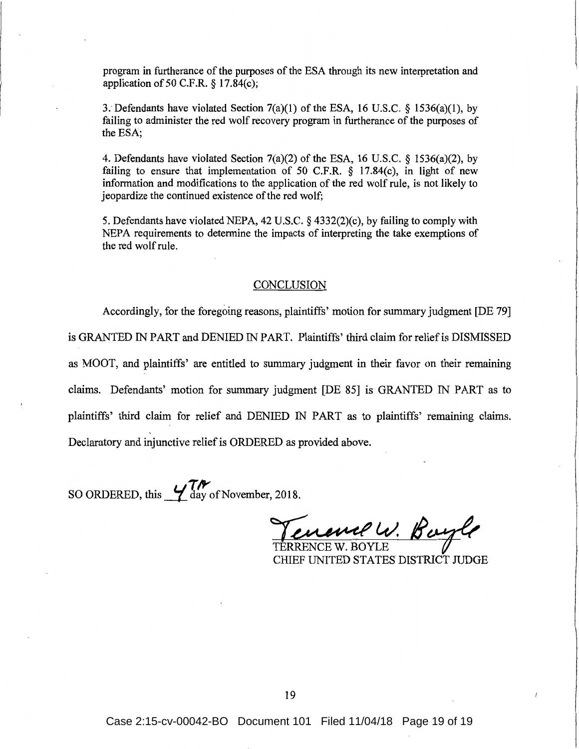program in furtherance of the purposes of the ESA through its new interpretation and application of 50 C.F.R. § 17.84(c);

3. Defendants have violated Section 7(a)(1) of the ESA, 16 U.S.C. § 1536(a)(1), by failing to administer the red wolf recovery program in furtherance of the purposes of the ESA;

4. Defendants have violated Section 7(a)(2) of the ESA, 16 U.S.C. § 1536(a)(2), by failing to ensure that implementation of 50 C.F.R. § 17.84(c), in light of new information and modifications to the application of the red wolf rule, is not likely to jeopardize the continued existence of the red wolf;

5. Defendants have violated NEPA, 42 U.S.C. § 4332(2)(c), by failing to comply with NEPA requirements to determine the impacts of interpreting the take exemptions of the red wolf rule.

## CONCLUSION

Accordingly, for the foregoing reasons, plaintiffs' motion for summary judgment [DE 79] is GRANTED IN PART and DENIED IN PART. Plaintiffs' third claim for relief is DISMISSED as MOOT, and plaintiffs' are entitled to summary judgment in their favor on their remaining claims. Defendants' motion for summary judgment [DE 85] is GRANTED IN PART as to plaintiffs' third claim for relief and DENIED IN PART as to plaintiffs' remaining claims. Declaratory and injunctive relief is ORDERED as provided above.

SO ORDERED, this 4TH day of November, 2018.

Terrence W. Boyle

TERRENCE W. BOYLE
CHIEF UNITED STATES DISTRICT JUDGE